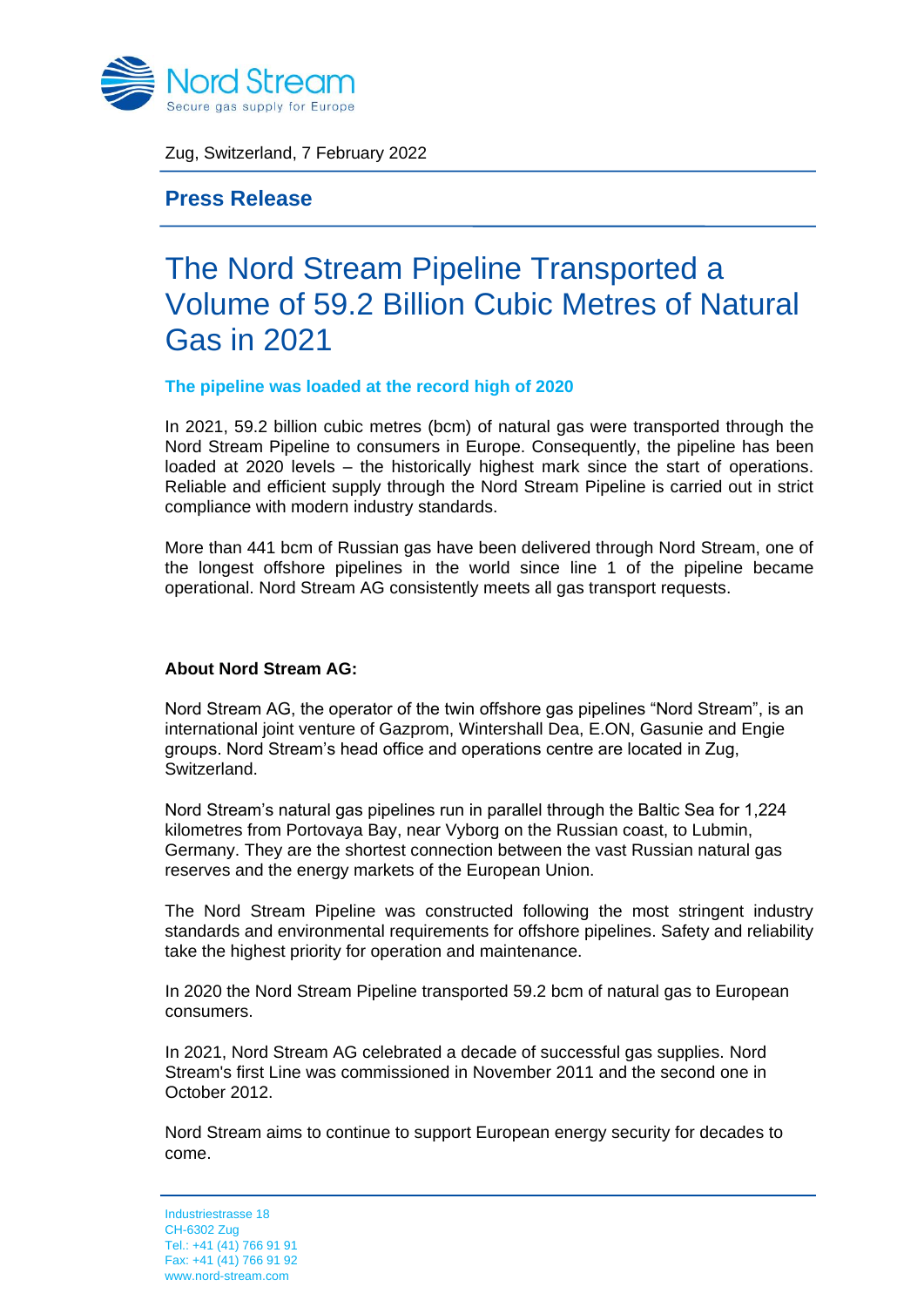Nord Stream
Secure gas supply for Europe

Zug, Switzerland, 7 February 2022

## Press Release

# The Nord Stream Pipeline Transported a Volume of 59.2 Billion Cubic Metres of Natural Gas in 2021

### The pipeline was loaded at the record high of 2020

In 2021, 59.2 billion cubic metres (bcm) of natural gas were transported through the Nord Stream Pipeline to consumers in Europe. Consequently, the pipeline has been loaded at 2020 levels – the historically highest mark since the start of operations. Reliable and efficient supply through the Nord Stream Pipeline is carried out in strict compliance with modern industry standards.

More than 441 bcm of Russian gas have been delivered through Nord Stream, one of the longest offshore pipelines in the world since line 1 of the pipeline became operational. Nord Stream AG consistently meets all gas transport requests.

**About Nord Stream AG:**

Nord Stream AG, the operator of the twin offshore gas pipelines “Nord Stream”, is an international joint venture of Gazprom, Wintershall Dea, E.ON, Gasunie and Engie groups. Nord Stream’s head office and operations centre are located in Zug, Switzerland.

Nord Stream’s natural gas pipelines run in parallel through the Baltic Sea for 1,224 kilometres from Portovaya Bay, near Vyborg on the Russian coast, to Lubmin, Germany. They are the shortest connection between the vast Russian natural gas reserves and the energy markets of the European Union.

The Nord Stream Pipeline was constructed following the most stringent industry standards and environmental requirements for offshore pipelines. Safety and reliability take the highest priority for operation and maintenance.

In 2020 the Nord Stream Pipeline transported 59.2 bcm of natural gas to European consumers.

In 2021, Nord Stream AG celebrated a decade of successful gas supplies. Nord Stream's first Line was commissioned in November 2011 and the second one in October 2012.

Nord Stream aims to continue to support European energy security for decades to come.

Industriestrasse 18
CH-6302 Zug
Tel.: +41 (41) 766 91 91
Fax: +41 (41) 766 91 92
www.nord-stream.com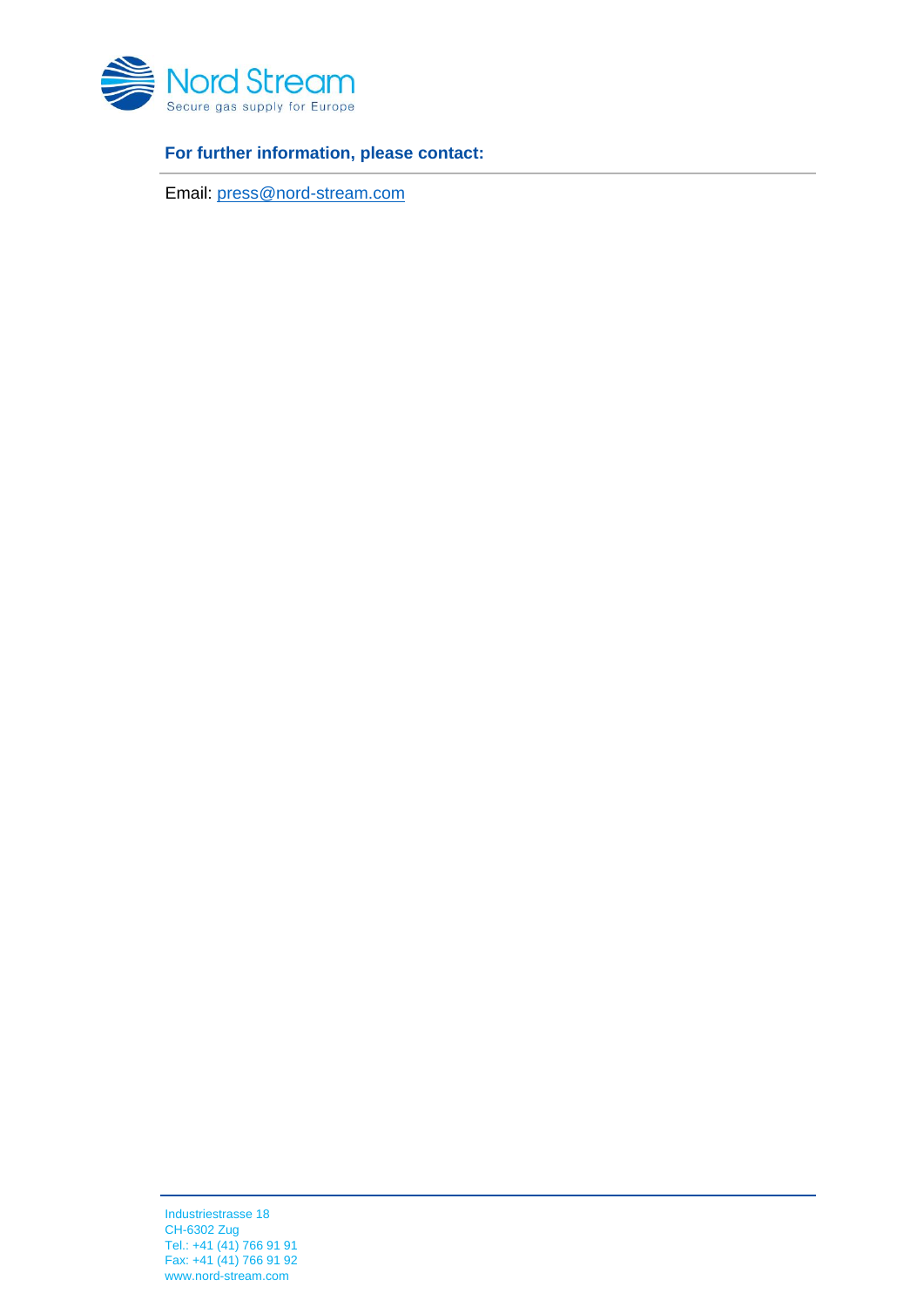**For further information, please contact:**

Email: press@nord-stream.com

Industriestrasse 18
CH-6302 Zug
Tel.: +41 (41) 766 91 91
Fax: +41 (41) 766 91 92
www.nord-stream.com